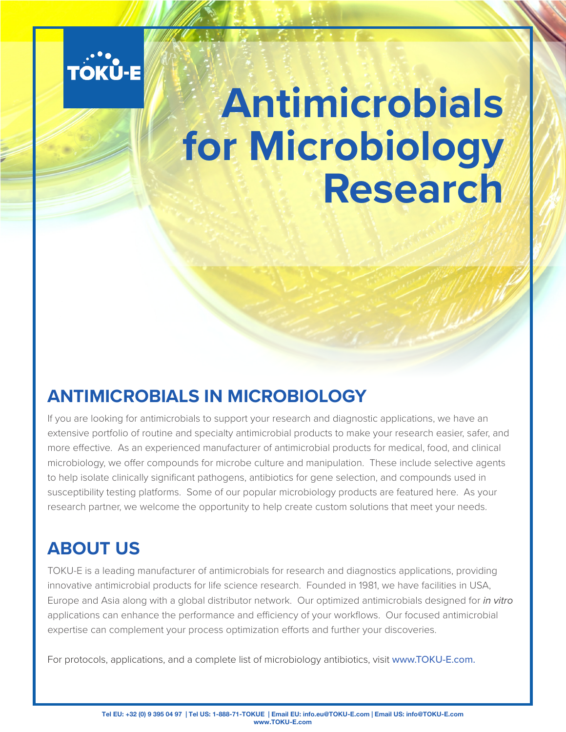TOKU-E

# Antimicrobials for Microbiology Research

## ANTIMICROBIALS IN MICROBIOLOGY

If you are looking for antimicrobials to support your research and diagnostic applications, we have an extensive portfolio of routine and specialty antimicrobial products to make your research easier, safer, and more effective. As an experienced manufacturer of antimicrobial products for medical, food, and clinical microbiology, we offer compounds for microbe culture and manipulation. These include selective agents to help isolate clinically significant pathogens, antibiotics for gene selection, and compounds used in susceptibility testing platforms. Some of our popular microbiology products are featured here. As your research partner, we welcome the opportunity to help create custom solutions that meet your needs.

## ABOUT US

TOKU-E is a leading manufacturer of antimicrobials for research and diagnostics applications, providing innovative antimicrobial products for life science research. Founded in 1981, we have facilities in USA, Europe and Asia along with a global distributor network. Our optimized antimicrobials designed for *in vitro* applications can enhance the performance and efficiency of your workflows. Our focused antimicrobial expertise can complement your process optimization efforts and further your discoveries.

For protocols, applications, and a complete list of microbiology antibiotics, visit www.TOKU-E.com.

**Tel EU: +32 (0) 9 395 04 97 | Tel US: 1-888-71-TOKUE | Email EU: info.eu@TOKU-E.com | Email US: info@TOKU-E.com**
**www.TOKU-E.com**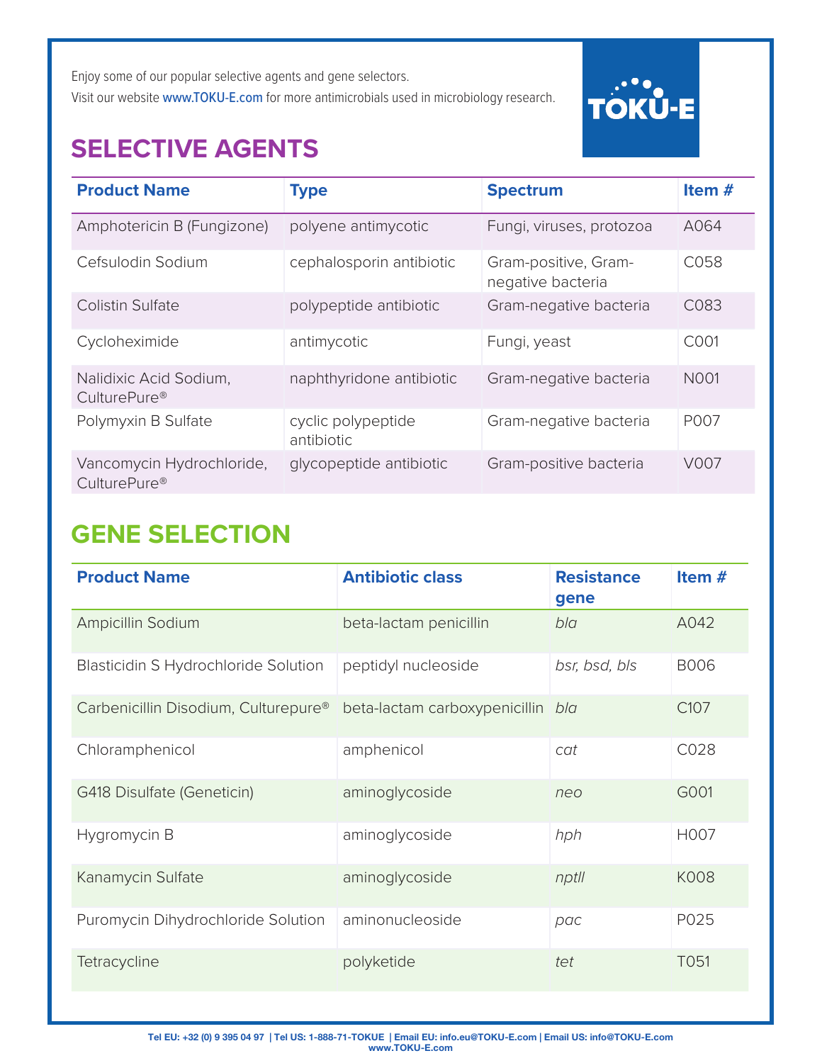Enjoy some of our popular selective agents and gene selectors.
Visit our website www.TOKU-E.com for more antimicrobials used in microbiology research.

TOKU-E

## SELECTIVE AGENTS

| Product Name | Type | Spectrum | Item # |
|---|---|---|---|
| Amphotericin B (Fungizone) | polyene antimycotic | Fungi, viruses, protozoa | A064 |
| Cefsulodin Sodium | cephalosporin antibiotic | Gram-positive, Gram-negative bacteria | C058 |
| Colistin Sulfate | polypeptide antibiotic | Gram-negative bacteria | C083 |
| Cycloheximide | antimycotic | Fungi, yeast | C001 |
| Nalidixic Acid Sodium, CulturePure® | naphthyridone antibiotic | Gram-negative bacteria | N001 |
| Polymyxin B Sulfate | cyclic polypeptide antibiotic | Gram-negative bacteria | P007 |
| Vancomycin Hydrochloride, CulturePure® | glycopeptide antibiotic | Gram-positive bacteria | V007 |

## GENE SELECTION

| Product Name | Antibiotic class | Resistance gene | Item # |
|---|---|---|---|
| Ampicillin Sodium | beta-lactam penicillin | *bla* | A042 |
| Blasticidin S Hydrochloride Solution | peptidyl nucleoside | *bsr, bsd, bls* | B006 |
| Carbenicillin Disodium, Culturepure® | beta-lactam carboxypenicillin | *bla* | C107 |
| Chloramphenicol | amphenicol | *cat* | C028 |
| G418 Disulfate (Geneticin) | aminoglycoside | *neo* | G001 |
| Hygromycin B | aminoglycoside | *hph* | H007 |
| Kanamycin Sulfate | aminoglycoside | *nptII* | K008 |
| Puromycin Dihydrochloride Solution | aminonucleoside | *pac* | P025 |
| Tetracycline | polyketide | *tet* | T051 |

**Tel EU: +32 (0) 9 395 04 97 | Tel US: 1-888-71-TOKUE | Email EU: info.eu@TOKU-E.com | Email US: info@TOKU-E.com**
**www.TOKU-E.com**